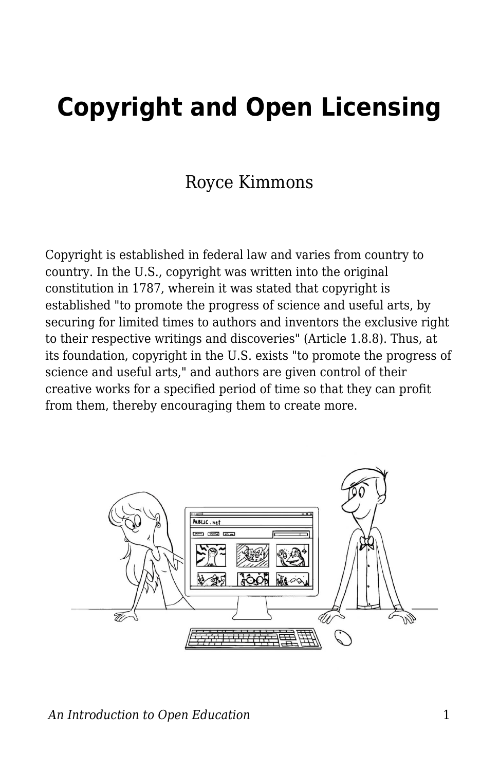# Copyright and Open Licensing

Royce Kimmons

Copyright is established in federal law and varies from country to country. In the U.S., copyright was written into the original constitution in 1787, wherein it was stated that copyright is established "to promote the progress of science and useful arts, by securing for limited times to authors and inventors the exclusive right to their respective writings and discoveries" (Article 1.8.8). Thus, at its foundation, copyright in the U.S. exists "to promote the progress of science and useful arts," and authors are given control of their creative works for a specified period of time so that they can profit from them, thereby encouraging them to create more.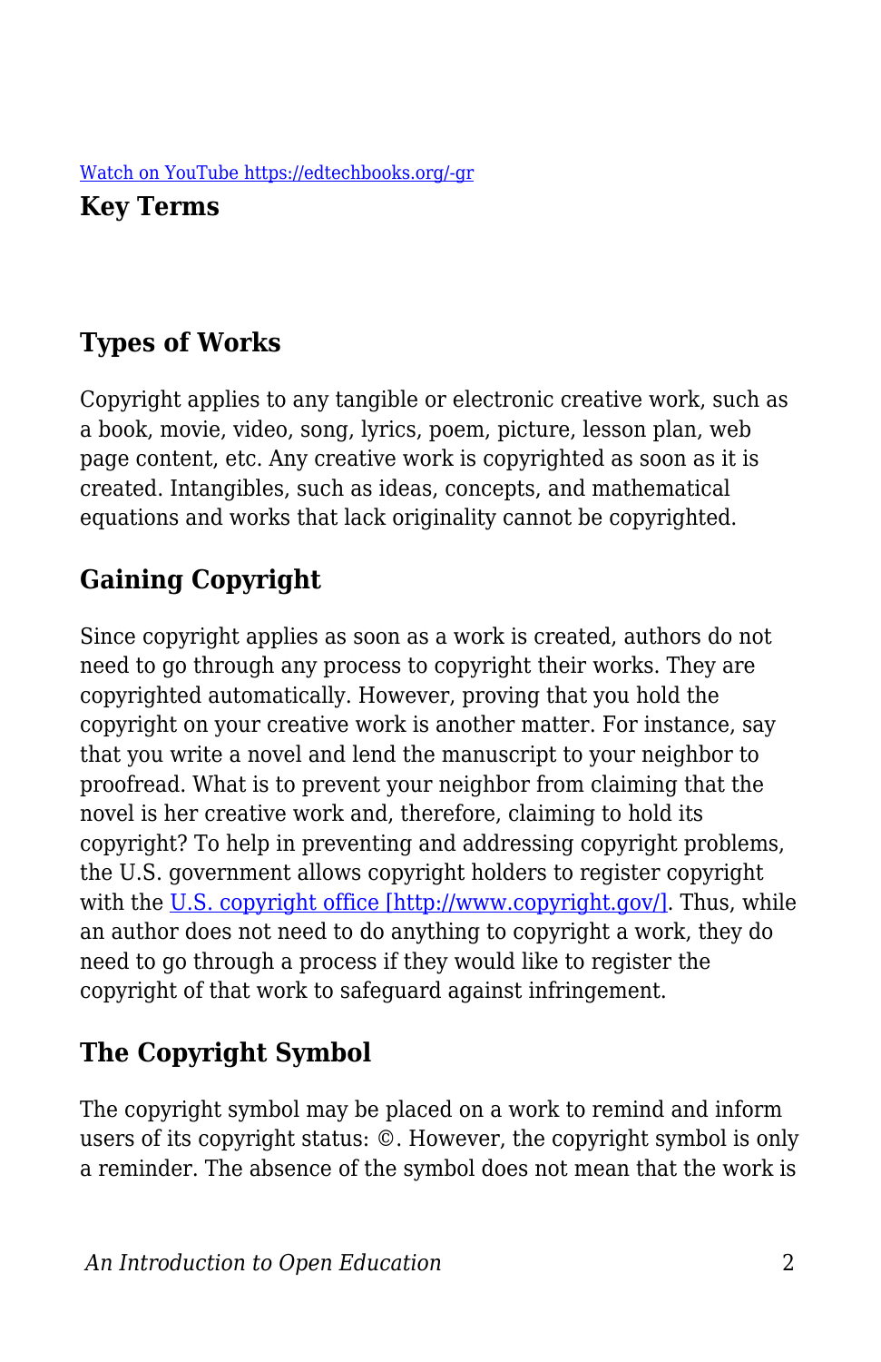[Watch on YouTube https://edtechbooks.org/-gr](https://edtechbooks.org/-gr)

**Key Terms**

## Types of Works

Copyright applies to any tangible or electronic creative work, such as a book, movie, video, song, lyrics, poem, picture, lesson plan, web page content, etc. Any creative work is copyrighted as soon as it is created. Intangibles, such as ideas, concepts, and mathematical equations and works that lack originality cannot be copyrighted.

## Gaining Copyright

Since copyright applies as soon as a work is created, authors do not need to go through any process to copyright their works. They are copyrighted automatically. However, proving that you hold the copyright on your creative work is another matter. For instance, say that you write a novel and lend the manuscript to your neighbor to proofread. What is to prevent your neighbor from claiming that the novel is her creative work and, therefore, claiming to hold its copyright? To help in preventing and addressing copyright problems, the U.S. government allows copyright holders to register copyright with the [U.S. copyright office [http://www.copyright.gov/]](http://www.copyright.gov/). Thus, while an author does not need to do anything to copyright a work, they do need to go through a process if they would like to register the copyright of that work to safeguard against infringement.

## The Copyright Symbol

The copyright symbol may be placed on a work to remind and inform users of its copyright status: ©. However, the copyright symbol is only a reminder. The absence of the symbol does not mean that the work is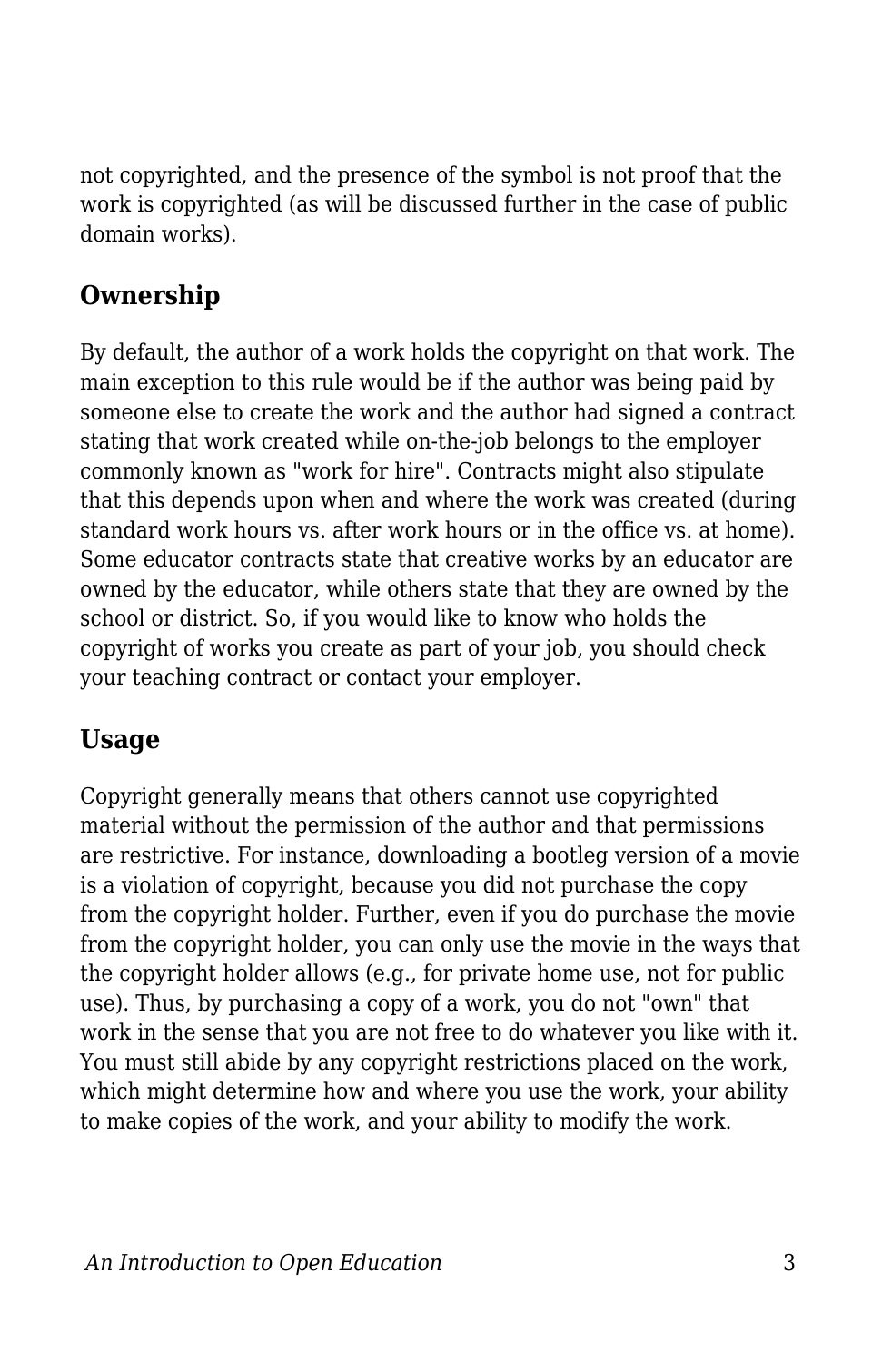not copyrighted, and the presence of the symbol is not proof that the work is copyrighted (as will be discussed further in the case of public domain works).

## Ownership

By default, the author of a work holds the copyright on that work. The main exception to this rule would be if the author was being paid by someone else to create the work and the author had signed a contract stating that work created while on-the-job belongs to the employer commonly known as "work for hire". Contracts might also stipulate that this depends upon when and where the work was created (during standard work hours vs. after work hours or in the office vs. at home). Some educator contracts state that creative works by an educator are owned by the educator, while others state that they are owned by the school or district. So, if you would like to know who holds the copyright of works you create as part of your job, you should check your teaching contract or contact your employer.

## Usage

Copyright generally means that others cannot use copyrighted material without the permission of the author and that permissions are restrictive. For instance, downloading a bootleg version of a movie is a violation of copyright, because you did not purchase the copy from the copyright holder. Further, even if you do purchase the movie from the copyright holder, you can only use the movie in the ways that the copyright holder allows (e.g., for private home use, not for public use). Thus, by purchasing a copy of a work, you do not "own" that work in the sense that you are not free to do whatever you like with it. You must still abide by any copyright restrictions placed on the work, which might determine how and where you use the work, your ability to make copies of the work, and your ability to modify the work.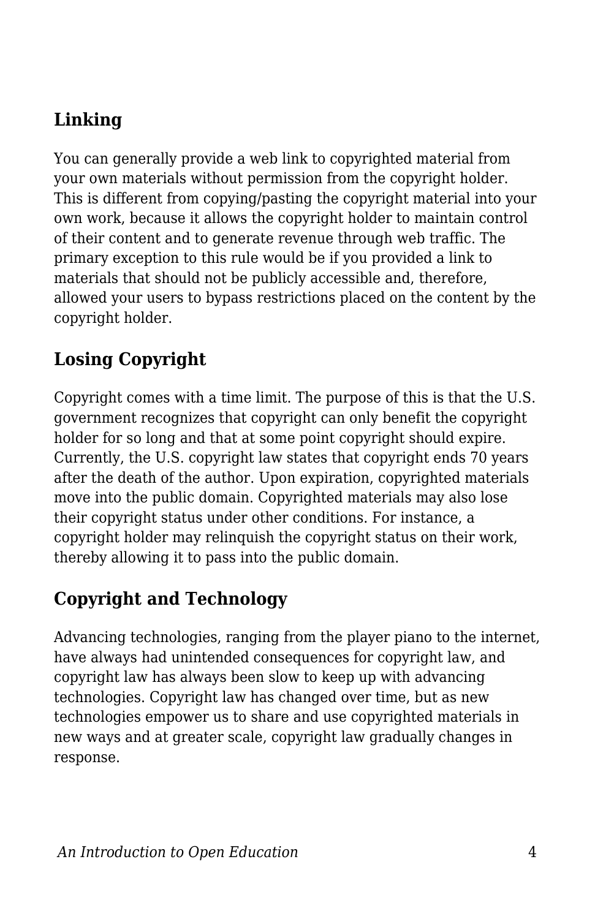## Linking

You can generally provide a web link to copyrighted material from your own materials without permission from the copyright holder. This is different from copying/pasting the copyright material into your own work, because it allows the copyright holder to maintain control of their content and to generate revenue through web traffic. The primary exception to this rule would be if you provided a link to materials that should not be publicly accessible and, therefore, allowed your users to bypass restrictions placed on the content by the copyright holder.

## Losing Copyright

Copyright comes with a time limit. The purpose of this is that the U.S. government recognizes that copyright can only benefit the copyright holder for so long and that at some point copyright should expire. Currently, the U.S. copyright law states that copyright ends 70 years after the death of the author. Upon expiration, copyrighted materials move into the public domain. Copyrighted materials may also lose their copyright status under other conditions. For instance, a copyright holder may relinquish the copyright status on their work, thereby allowing it to pass into the public domain.

## Copyright and Technology

Advancing technologies, ranging from the player piano to the internet, have always had unintended consequences for copyright law, and copyright law has always been slow to keep up with advancing technologies. Copyright law has changed over time, but as new technologies empower us to share and use copyrighted materials in new ways and at greater scale, copyright law gradually changes in response.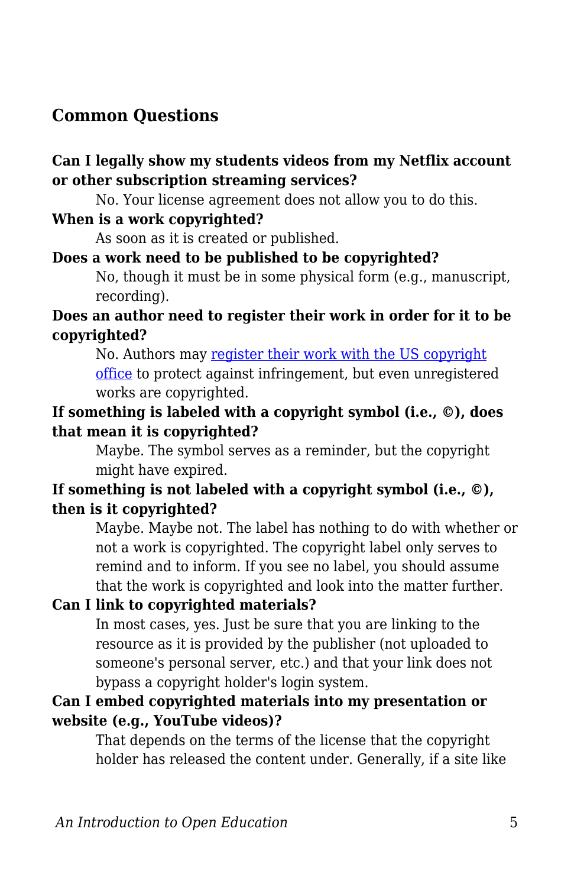## Common Questions

**Can I legally show my students videos from my Netflix account or other subscription streaming services?**

No. Your license agreement does not allow you to do this.

**When is a work copyrighted?**

As soon as it is created or published.

**Does a work need to be published to be copyrighted?**

No, though it must be in some physical form (e.g., manuscript, recording).

**Does an author need to register their work in order for it to be copyrighted?**

No. Authors may register their work with the US copyright office to protect against infringement, but even unregistered works are copyrighted.

**If something is labeled with a copyright symbol (i.e., ©), does that mean it is copyrighted?**

Maybe. The symbol serves as a reminder, but the copyright might have expired.

**If something is not labeled with a copyright symbol (i.e., ©), then is it copyrighted?**

Maybe. Maybe not. The label has nothing to do with whether or not a work is copyrighted. The copyright label only serves to remind and to inform. If you see no label, you should assume that the work is copyrighted and look into the matter further.

**Can I link to copyrighted materials?**

In most cases, yes. Just be sure that you are linking to the resource as it is provided by the publisher (not uploaded to someone's personal server, etc.) and that your link does not bypass a copyright holder's login system.

**Can I embed copyrighted materials into my presentation or website (e.g., YouTube videos)?**

That depends on the terms of the license that the copyright holder has released the content under. Generally, if a site like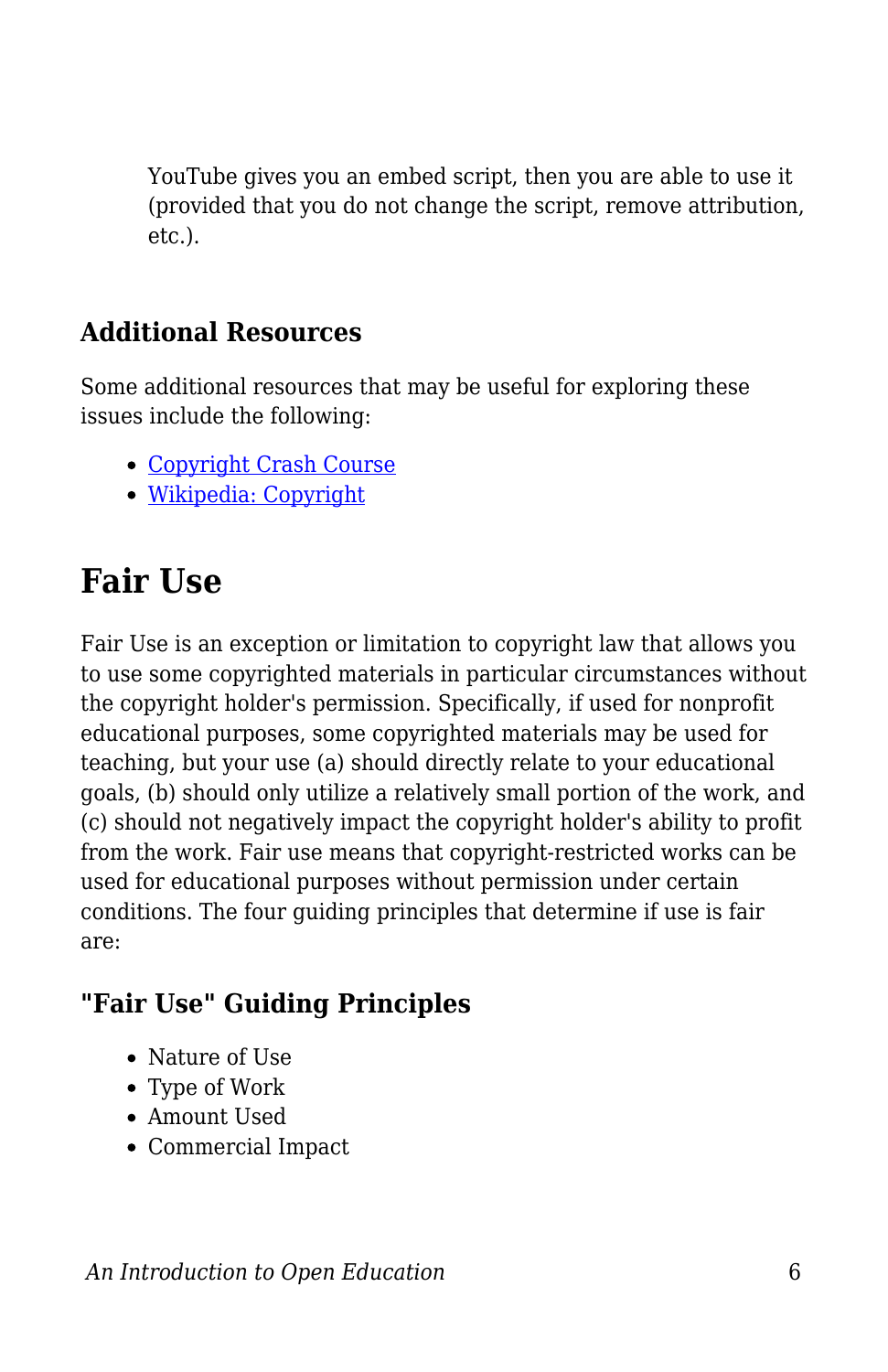YouTube gives you an embed script, then you are able to use it (provided that you do not change the script, remove attribution, etc.).

### Additional Resources

Some additional resources that may be useful for exploring these issues include the following:

- Copyright Crash Course
- Wikipedia: Copyright

## Fair Use

Fair Use is an exception or limitation to copyright law that allows you to use some copyrighted materials in particular circumstances without the copyright holder's permission. Specifically, if used for nonprofit educational purposes, some copyrighted materials may be used for teaching, but your use (a) should directly relate to your educational goals, (b) should only utilize a relatively small portion of the work, and (c) should not negatively impact the copyright holder's ability to profit from the work. Fair use means that copyright-restricted works can be used for educational purposes without permission under certain conditions. The four guiding principles that determine if use is fair are:

### "Fair Use" Guiding Principles

- Nature of Use
- Type of Work
- Amount Used
- Commercial Impact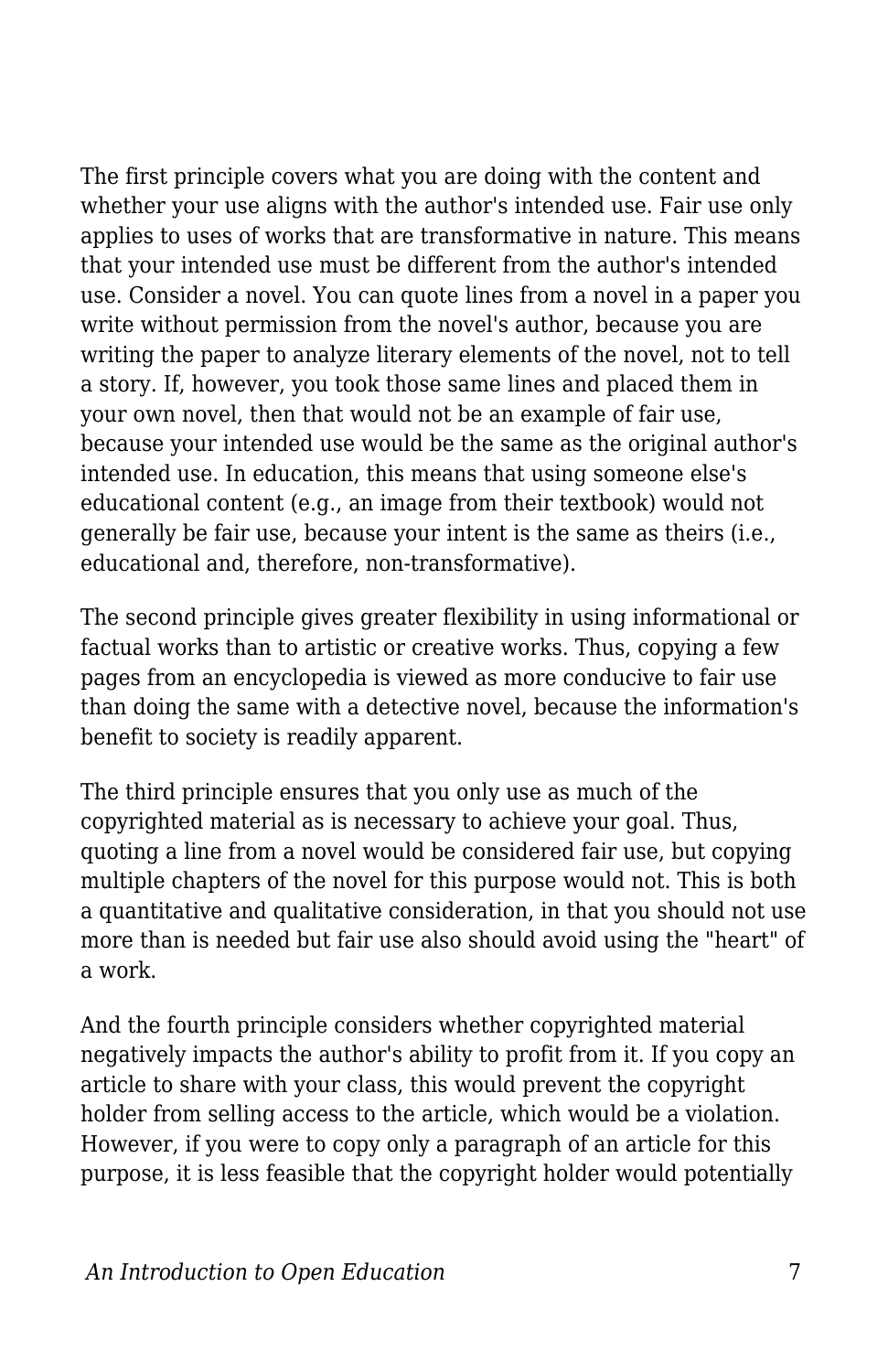The first principle covers what you are doing with the content and whether your use aligns with the author's intended use. Fair use only applies to uses of works that are transformative in nature. This means that your intended use must be different from the author's intended use. Consider a novel. You can quote lines from a novel in a paper you write without permission from the novel's author, because you are writing the paper to analyze literary elements of the novel, not to tell a story. If, however, you took those same lines and placed them in your own novel, then that would not be an example of fair use, because your intended use would be the same as the original author's intended use. In education, this means that using someone else's educational content (e.g., an image from their textbook) would not generally be fair use, because your intent is the same as theirs (i.e., educational and, therefore, non-transformative).

The second principle gives greater flexibility in using informational or factual works than to artistic or creative works. Thus, copying a few pages from an encyclopedia is viewed as more conducive to fair use than doing the same with a detective novel, because the information's benefit to society is readily apparent.

The third principle ensures that you only use as much of the copyrighted material as is necessary to achieve your goal. Thus, quoting a line from a novel would be considered fair use, but copying multiple chapters of the novel for this purpose would not. This is both a quantitative and qualitative consideration, in that you should not use more than is needed but fair use also should avoid using the "heart" of a work.

And the fourth principle considers whether copyrighted material negatively impacts the author's ability to profit from it. If you copy an article to share with your class, this would prevent the copyright holder from selling access to the article, which would be a violation. However, if you were to copy only a paragraph of an article for this purpose, it is less feasible that the copyright holder would potentially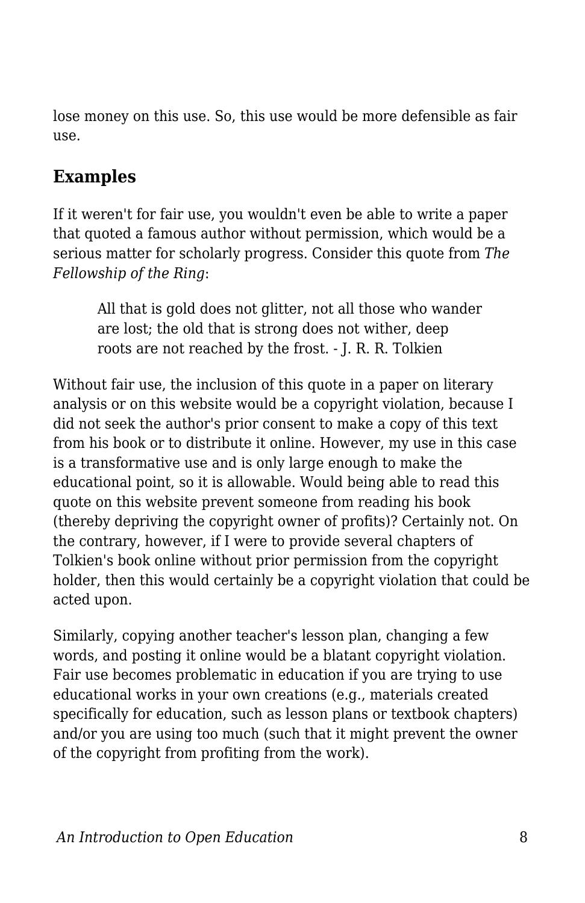lose money on this use. So, this use would be more defensible as fair use.

## Examples

If it weren't for fair use, you wouldn't even be able to write a paper that quoted a famous author without permission, which would be a serious matter for scholarly progress. Consider this quote from *The Fellowship of the Ring*:

> All that is gold does not glitter, not all those who wander are lost; the old that is strong does not wither, deep roots are not reached by the frost. - J. R. R. Tolkien

Without fair use, the inclusion of this quote in a paper on literary analysis or on this website would be a copyright violation, because I did not seek the author's prior consent to make a copy of this text from his book or to distribute it online. However, my use in this case is a transformative use and is only large enough to make the educational point, so it is allowable. Would being able to read this quote on this website prevent someone from reading his book (thereby depriving the copyright owner of profits)? Certainly not. On the contrary, however, if I were to provide several chapters of Tolkien's book online without prior permission from the copyright holder, then this would certainly be a copyright violation that could be acted upon.

Similarly, copying another teacher's lesson plan, changing a few words, and posting it online would be a blatant copyright violation. Fair use becomes problematic in education if you are trying to use educational works in your own creations (e.g., materials created specifically for education, such as lesson plans or textbook chapters) and/or you are using too much (such that it might prevent the owner of the copyright from profiting from the work).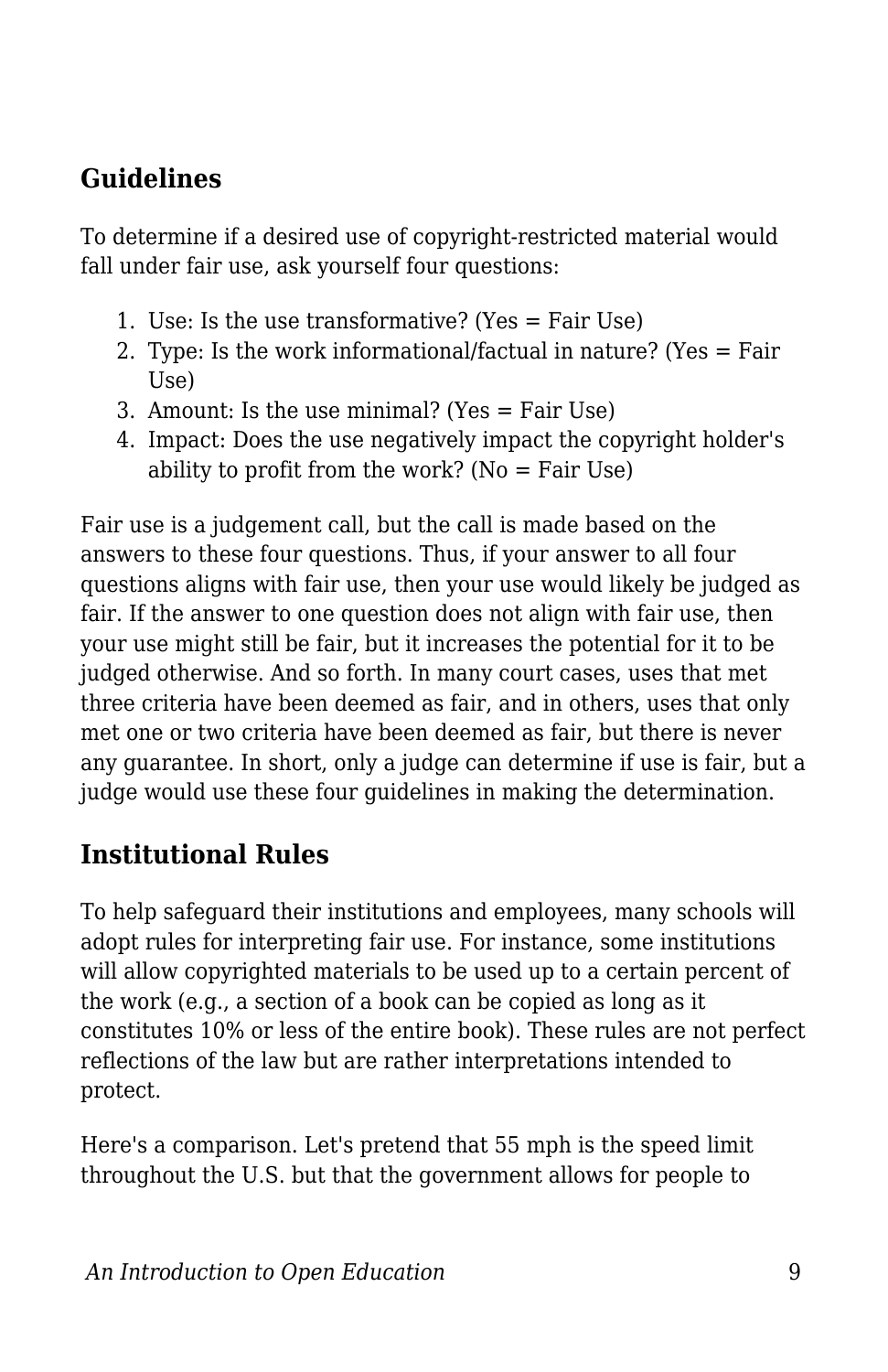## Guidelines

To determine if a desired use of copyright-restricted material would fall under fair use, ask yourself four questions:

1. Use: Is the use transformative? (Yes = Fair Use)
2. Type: Is the work informational/factual in nature? (Yes = Fair Use)
3. Amount: Is the use minimal? (Yes = Fair Use)
4. Impact: Does the use negatively impact the copyright holder's ability to profit from the work? (No = Fair Use)

Fair use is a judgement call, but the call is made based on the answers to these four questions. Thus, if your answer to all four questions aligns with fair use, then your use would likely be judged as fair. If the answer to one question does not align with fair use, then your use might still be fair, but it increases the potential for it to be judged otherwise. And so forth. In many court cases, uses that met three criteria have been deemed as fair, and in others, uses that only met one or two criteria have been deemed as fair, but there is never any guarantee. In short, only a judge can determine if use is fair, but a judge would use these four guidelines in making the determination.

## Institutional Rules

To help safeguard their institutions and employees, many schools will adopt rules for interpreting fair use. For instance, some institutions will allow copyrighted materials to be used up to a certain percent of the work (e.g., a section of a book can be copied as long as it constitutes 10% or less of the entire book). These rules are not perfect reflections of the law but are rather interpretations intended to protect.

Here's a comparison. Let's pretend that 55 mph is the speed limit throughout the U.S. but that the government allows for people to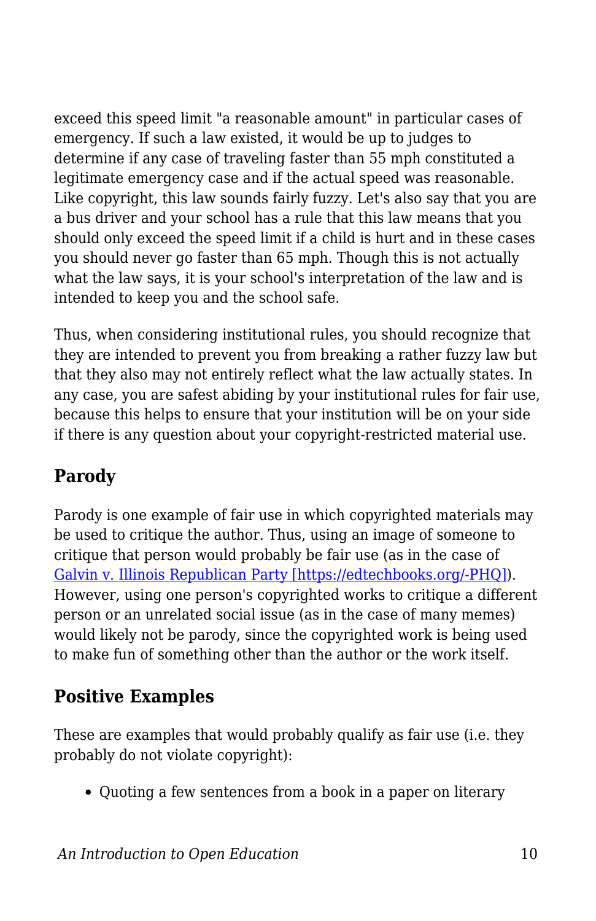exceed this speed limit "a reasonable amount" in particular cases of emergency. If such a law existed, it would be up to judges to determine if any case of traveling faster than 55 mph constituted a legitimate emergency case and if the actual speed was reasonable. Like copyright, this law sounds fairly fuzzy. Let's also say that you are a bus driver and your school has a rule that this law means that you should only exceed the speed limit if a child is hurt and in these cases you should never go faster than 65 mph. Though this is not actually what the law says, it is your school's interpretation of the law and is intended to keep you and the school safe.

Thus, when considering institutional rules, you should recognize that they are intended to prevent you from breaking a rather fuzzy law but that they also may not entirely reflect what the law actually states. In any case, you are safest abiding by your institutional rules for fair use, because this helps to ensure that your institution will be on your side if there is any question about your copyright-restricted material use.

## Parody

Parody is one example of fair use in which copyrighted materials may be used to critique the author. Thus, using an image of someone to critique that person would probably be fair use (as in the case of [Galvin v. Illinois Republican Party [https://edtechbooks.org/-PHQ]](https://edtechbooks.org/-PHQ)). However, using one person's copyrighted works to critique a different person or an unrelated social issue (as in the case of many memes) would likely not be parody, since the copyrighted work is being used to make fun of something other than the author or the work itself.

## Positive Examples

These are examples that would probably qualify as fair use (i.e. they probably do not violate copyright):

- Quoting a few sentences from a book in a paper on literary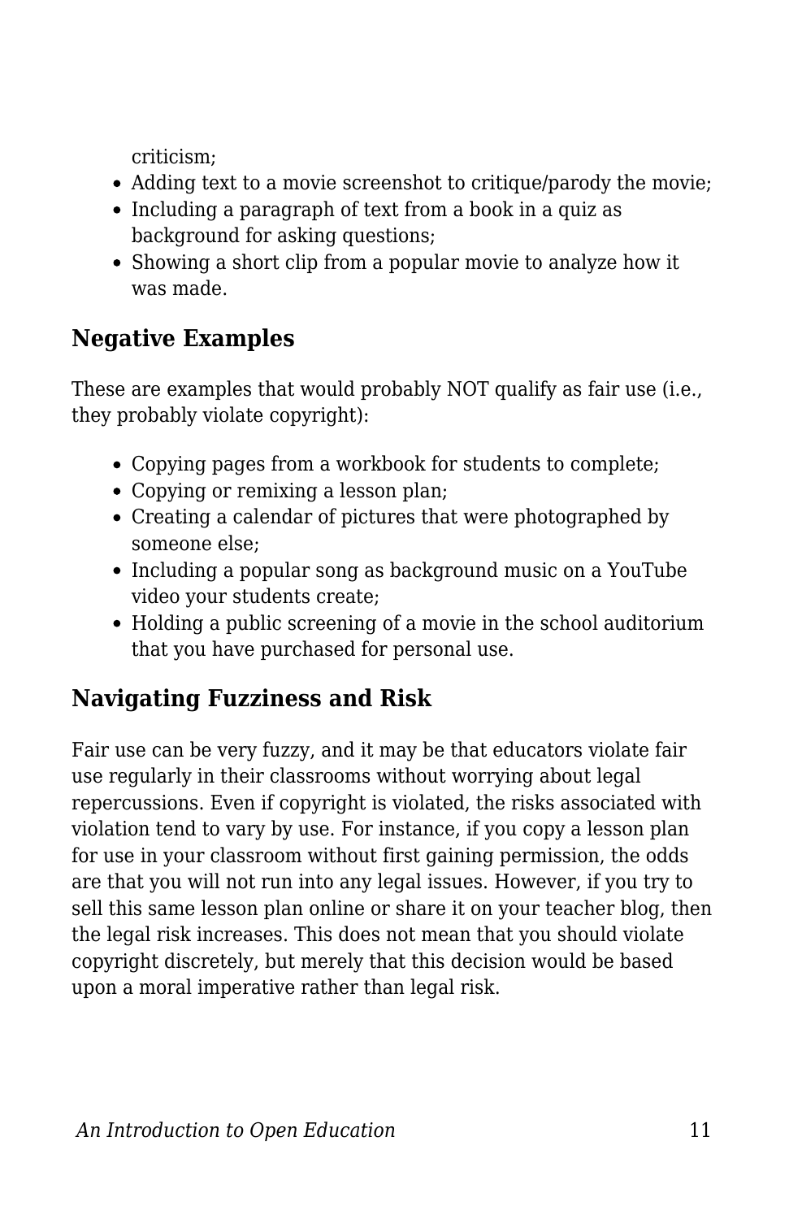criticism;

- Adding text to a movie screenshot to critique/parody the movie;
- Including a paragraph of text from a book in a quiz as background for asking questions;
- Showing a short clip from a popular movie to analyze how it was made.

## Negative Examples

These are examples that would probably NOT qualify as fair use (i.e., they probably violate copyright):

- Copying pages from a workbook for students to complete;
- Copying or remixing a lesson plan;
- Creating a calendar of pictures that were photographed by someone else;
- Including a popular song as background music on a YouTube video your students create;
- Holding a public screening of a movie in the school auditorium that you have purchased for personal use.

## Navigating Fuzziness and Risk

Fair use can be very fuzzy, and it may be that educators violate fair use regularly in their classrooms without worrying about legal repercussions. Even if copyright is violated, the risks associated with violation tend to vary by use. For instance, if you copy a lesson plan for use in your classroom without first gaining permission, the odds are that you will not run into any legal issues. However, if you try to sell this same lesson plan online or share it on your teacher blog, then the legal risk increases. This does not mean that you should violate copyright discretely, but merely that this decision would be based upon a moral imperative rather than legal risk.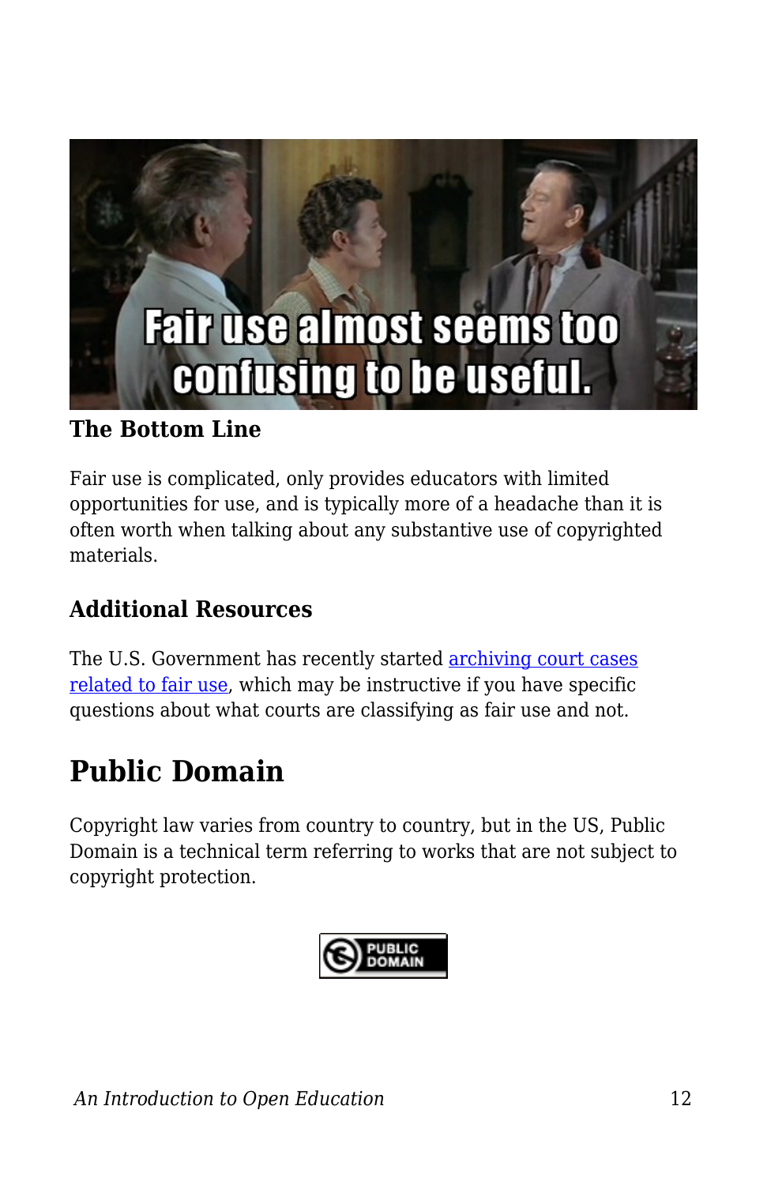### The Bottom Line

Fair use is complicated, only provides educators with limited opportunities for use, and is typically more of a headache than it is often worth when talking about any substantive use of copyrighted materials.

### Additional Resources

The U.S. Government has recently started [archiving court cases related to fair use](), which may be instructive if you have specific questions about what courts are classifying as fair use and not.

## Public Domain

Copyright law varies from country to country, but in the US, Public Domain is a technical term referring to works that are not subject to copyright protection.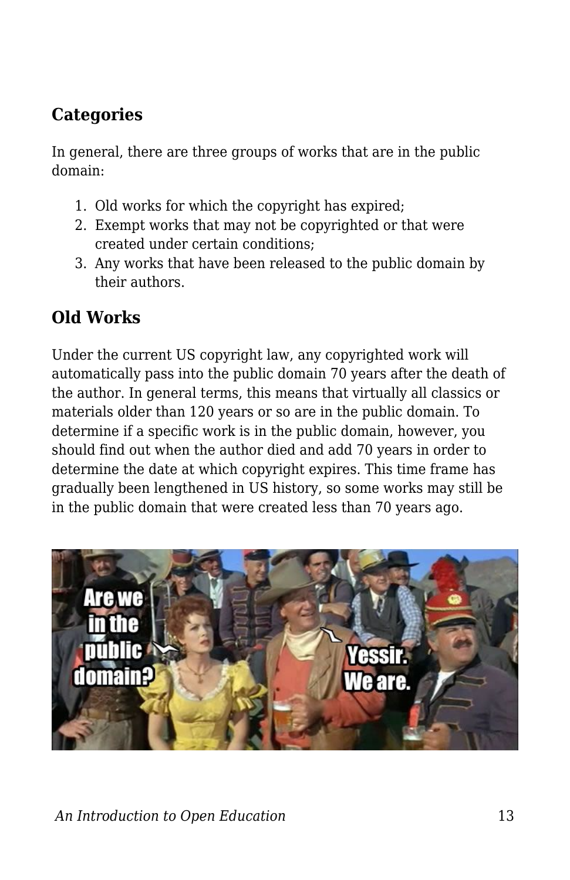## Categories

In general, there are three groups of works that are in the public domain:

1. Old works for which the copyright has expired;
2. Exempt works that may not be copyrighted or that were created under certain conditions;
3. Any works that have been released to the public domain by their authors.

## Old Works

Under the current US copyright law, any copyrighted work will automatically pass into the public domain 70 years after the death of the author. In general terms, this means that virtually all classics or materials older than 120 years or so are in the public domain. To determine if a specific work is in the public domain, however, you should find out when the author died and add 70 years in order to determine the date at which copyright expires. This time frame has gradually been lengthened in US history, so some works may still be in the public domain that were created less than 70 years ago.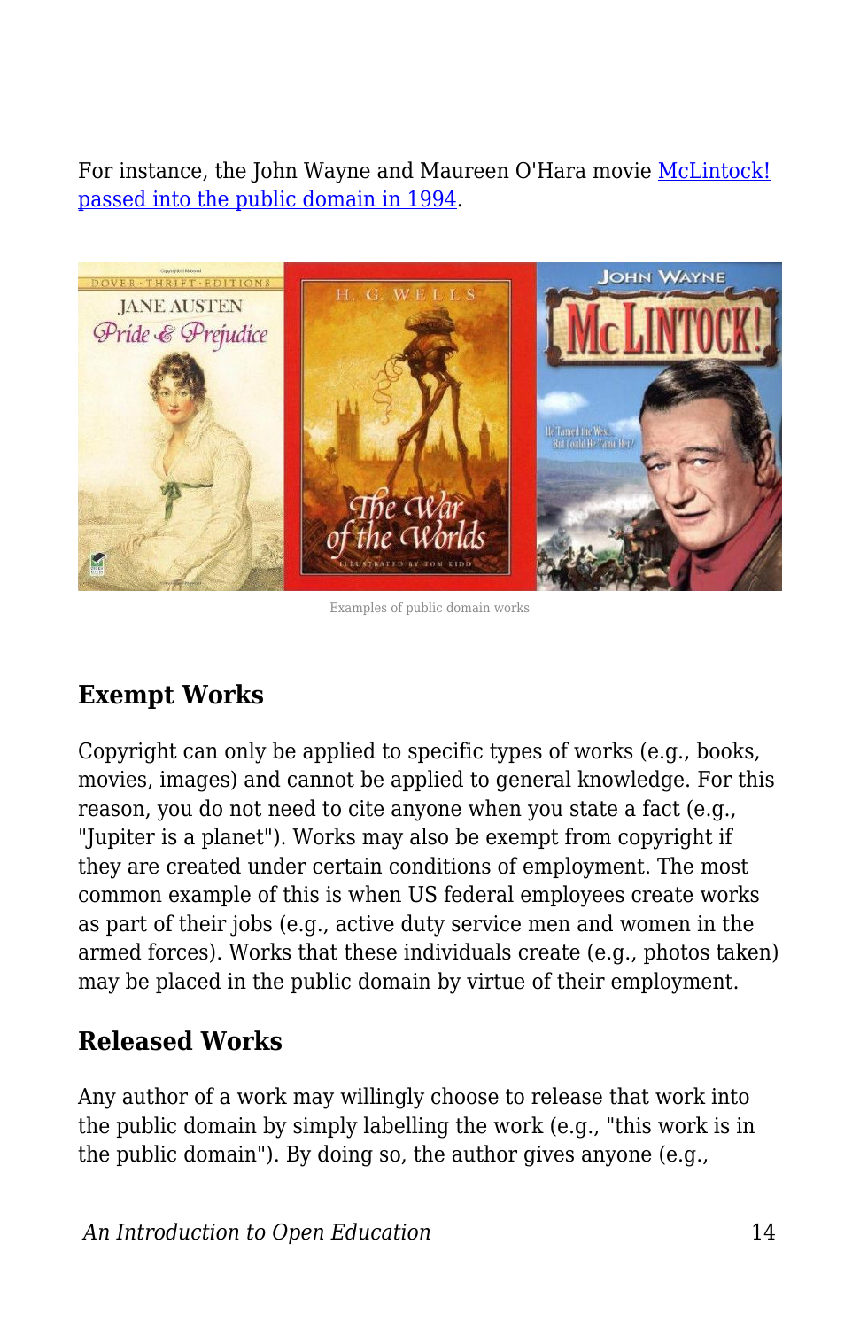For instance, the John Wayne and Maureen O'Hara movie McLintock! passed into the public domain in 1994.

Examples of public domain works

## Exempt Works

Copyright can only be applied to specific types of works (e.g., books, movies, images) and cannot be applied to general knowledge. For this reason, you do not need to cite anyone when you state a fact (e.g., "Jupiter is a planet"). Works may also be exempt from copyright if they are created under certain conditions of employment. The most common example of this is when US federal employees create works as part of their jobs (e.g., active duty service men and women in the armed forces). Works that these individuals create (e.g., photos taken) may be placed in the public domain by virtue of their employment.

## Released Works

Any author of a work may willingly choose to release that work into the public domain by simply labelling the work (e.g., "this work is in the public domain"). By doing so, the author gives anyone (e.g.,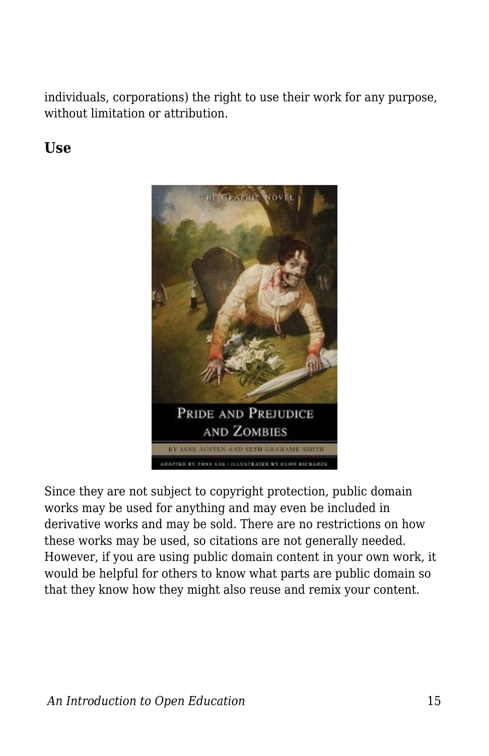individuals, corporations) the right to use their work for any purpose, without limitation or attribution.

### Use

Since they are not subject to copyright protection, public domain works may be used for anything and may even be included in derivative works and may be sold. There are no restrictions on how these works may be used, so citations are not generally needed. However, if you are using public domain content in your own work, it would be helpful for others to know what parts are public domain so that they know how they might also reuse and remix your content.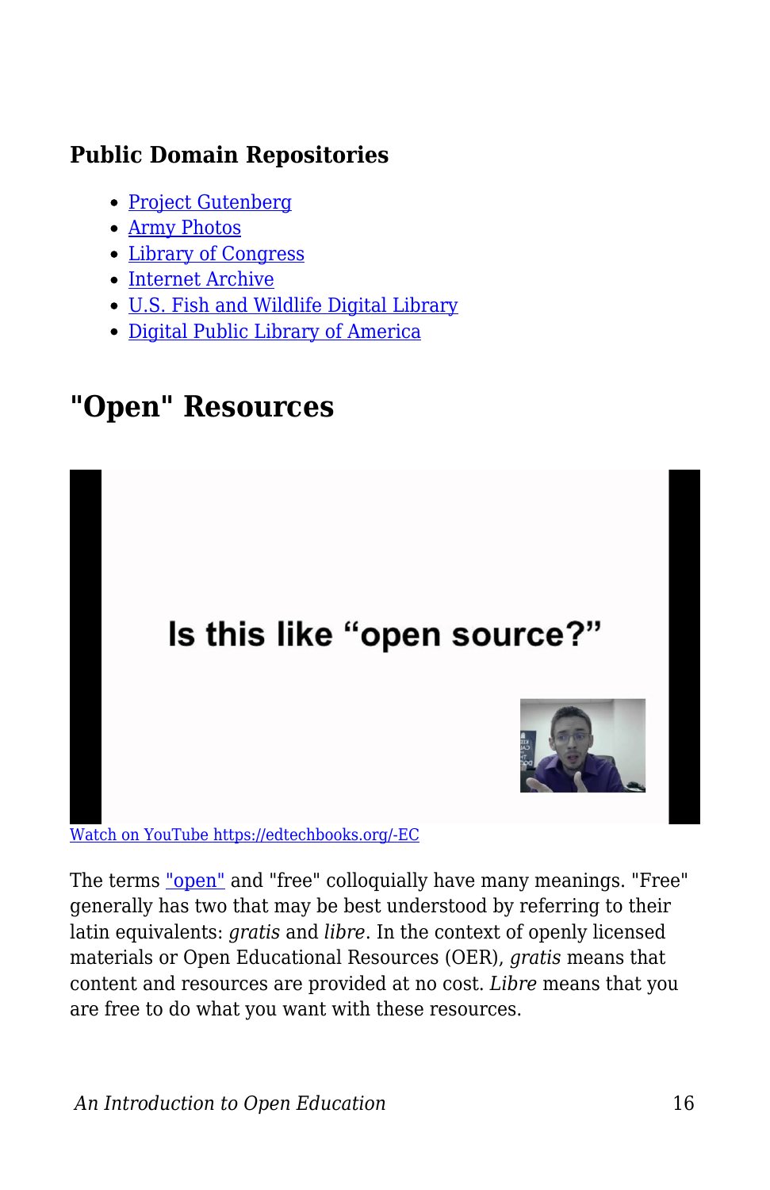### Public Domain Repositories

- Project Gutenberg
- Army Photos
- Library of Congress
- Internet Archive
- U.S. Fish and Wildlife Digital Library
- Digital Public Library of America

## "Open" Resources

Watch on YouTube https://edtechbooks.org/-EC

The terms "open" and "free" colloquially have many meanings. "Free" generally has two that may be best understood by referring to their latin equivalents: *gratis* and *libre*. In the context of openly licensed materials or Open Educational Resources (OER), *gratis* means that content and resources are provided at no cost. *Libre* means that you are free to do what you want with these resources.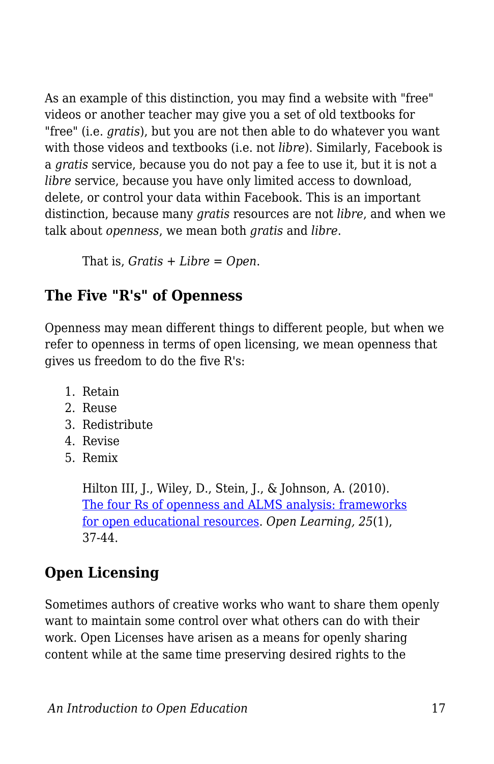As an example of this distinction, you may find a website with "free" videos or another teacher may give you a set of old textbooks for "free" (i.e. *gratis*), but you are not then able to do whatever you want with those videos and textbooks (i.e. not *libre*). Similarly, Facebook is a *gratis* service, because you do not pay a fee to use it, but it is not a *libre* service, because you have only limited access to download, delete, or control your data within Facebook. This is an important distinction, because many *gratis* resources are not *libre*, and when we talk about *openness*, we mean both *gratis* and *libre*.

> That is, *Gratis + Libre = Open*.

## The Five "R's" of Openness

Openness may mean different things to different people, but when we refer to openness in terms of open licensing, we mean openness that gives us freedom to do the five R's:

1. Retain
2. Reuse
3. Redistribute
4. Revise
5. Remix

> Hilton III, J., Wiley, D., Stein, J., & Johnson, A. (2010). [The four Rs of openness and ALMS analysis: frameworks for open educational resources](). *Open Learning, 25*(1), 37-44.

## Open Licensing

Sometimes authors of creative works who want to share them openly want to maintain some control over what others can do with their work. Open Licenses have arisen as a means for openly sharing content while at the same time preserving desired rights to the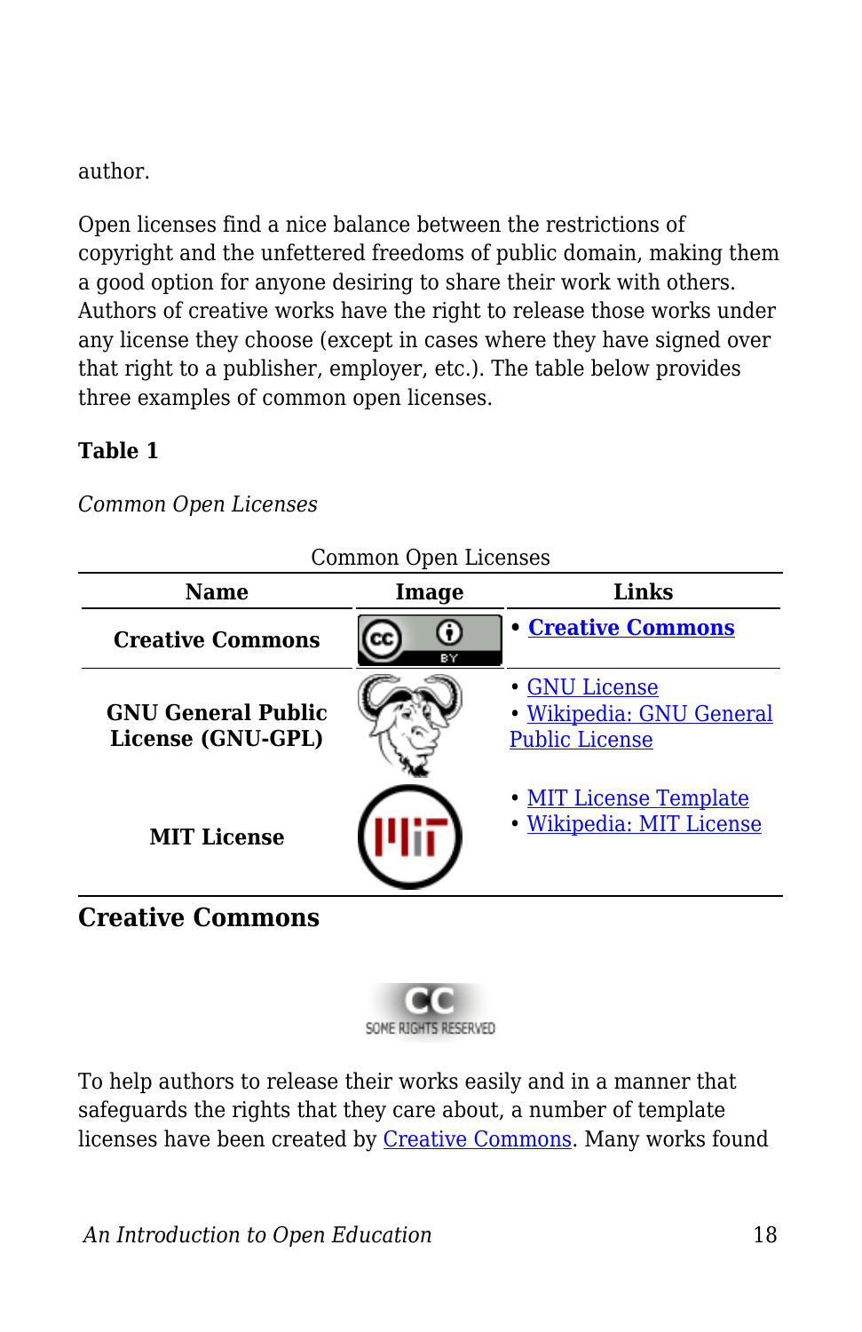author.

Open licenses find a nice balance between the restrictions of copyright and the unfettered freedoms of public domain, making them a good option for anyone desiring to share their work with others. Authors of creative works have the right to release those works under any license they choose (except in cases where they have signed over that right to a publisher, employer, etc.). The table below provides three examples of common open licenses.

**Table 1**

*Common Open Licenses*

| Name | Image | Links |
|---|---|---|
| **Creative Commons** | | • **Creative Commons** |
| **GNU General Public License (GNU-GPL)** | | • GNU License<br>• Wikipedia: GNU General Public License |
| **MIT License** | | • MIT License Template<br>• Wikipedia: MIT License |

## Creative Commons

To help authors to release their works easily and in a manner that safeguards the rights that they care about, a number of template licenses have been created by Creative Commons. Many works found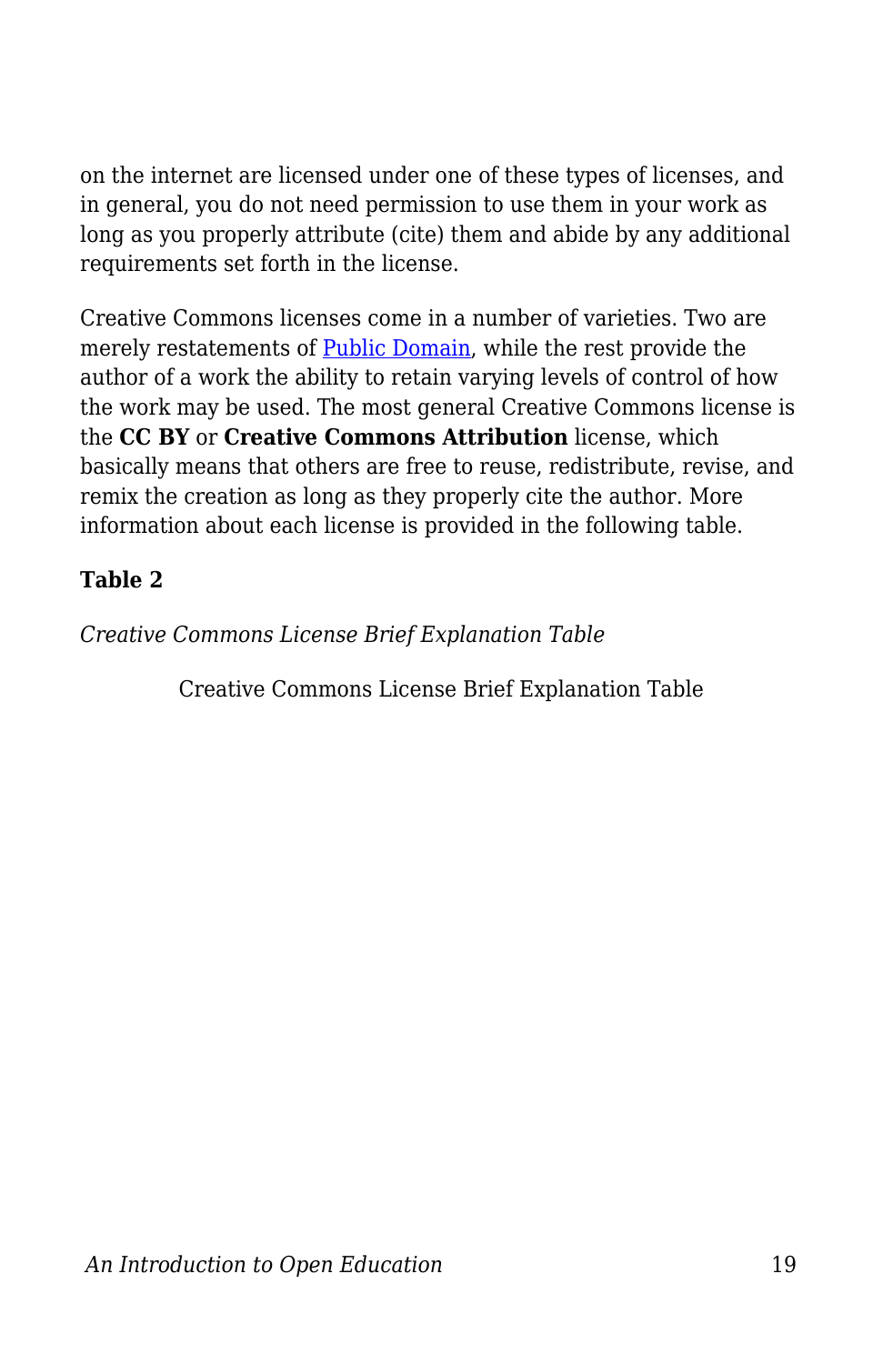on the internet are licensed under one of these types of licenses, and in general, you do not need permission to use them in your work as long as you properly attribute (cite) them and abide by any additional requirements set forth in the license.

Creative Commons licenses come in a number of varieties. Two are merely restatements of Public Domain, while the rest provide the author of a work the ability to retain varying levels of control of how the work may be used. The most general Creative Commons license is the **CC BY** or **Creative Commons Attribution** license, which basically means that others are free to reuse, redistribute, revise, and remix the creation as long as they properly cite the author. More information about each license is provided in the following table.

**Table 2**

*Creative Commons License Brief Explanation Table*

Creative Commons License Brief Explanation Table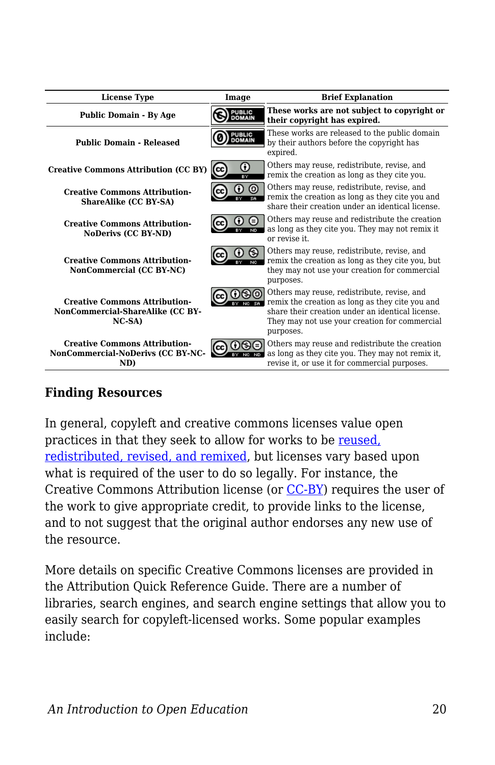| License Type | Image | Brief Explanation |
| --- | --- | --- |
| **Public Domain - By Age** | | **These works are not subject to copyright or their copyright has expired.** |
| **Public Domain - Released** | | These works are released to the public domain by their authors before the copyright has expired. |
| **Creative Commons Attribution (CC BY)** | | Others may reuse, redistribute, revise, and remix the creation as long as they cite you. |
| **Creative Commons Attribution-ShareAlike (CC BY-SA)** | | Others may reuse, redistribute, revise, and remix the creation as long as they cite you and share their creation under an identical license. |
| **Creative Commons Attribution-NoDerivs (CC BY-ND)** | | Others may reuse and redistribute the creation as long as they cite you. They may not remix it or revise it. |
| **Creative Commons Attribution-NonCommercial (CC BY-NC)** | | Others may reuse, redistribute, revise, and remix the creation as long as they cite you, but they may not use your creation for commercial purposes. |
| **Creative Commons Attribution-NonCommercial-ShareAlike (CC BY-NC-SA)** | | Others may reuse, redistribute, revise, and remix the creation as long as they cite you and share their creation under an identical license. They may not use your creation for commercial purposes. |
| **Creative Commons Attribution-NonCommercial-NoDerivs (CC BY-NC-ND)** | | Others may reuse and redistribute the creation as long as they cite you. They may not remix it, revise it, or use it for commercial purposes. |

### Finding Resources

In general, copyleft and creative commons licenses value open practices in that they seek to allow for works to be reused, redistributed, revised, and remixed, but licenses vary based upon what is required of the user to do so legally. For instance, the Creative Commons Attribution license (or CC-BY) requires the user of the work to give appropriate credit, to provide links to the license, and to not suggest that the original author endorses any new use of the resource.

More details on specific Creative Commons licenses are provided in the Attribution Quick Reference Guide. There are a number of libraries, search engines, and search engine settings that allow you to easily search for copyleft-licensed works. Some popular examples include: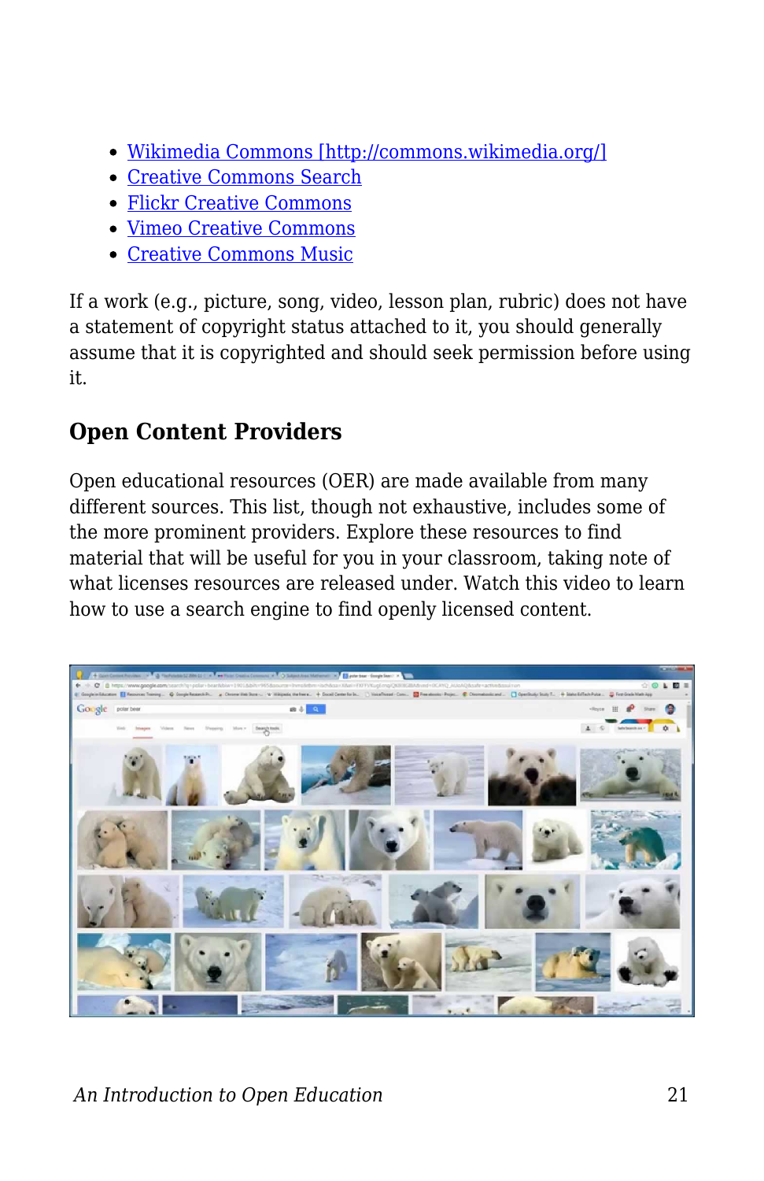- Wikimedia Commons [http://commons.wikimedia.org/]
- Creative Commons Search
- Flickr Creative Commons
- Vimeo Creative Commons
- Creative Commons Music

If a work (e.g., picture, song, video, lesson plan, rubric) does not have a statement of copyright status attached to it, you should generally assume that it is copyrighted and should seek permission before using it.

## Open Content Providers

Open educational resources (OER) are made available from many different sources. This list, though not exhaustive, includes some of the more prominent providers. Explore these resources to find material that will be useful for you in your classroom, taking note of what licenses resources are released under. Watch this video to learn how to use a search engine to find openly licensed content.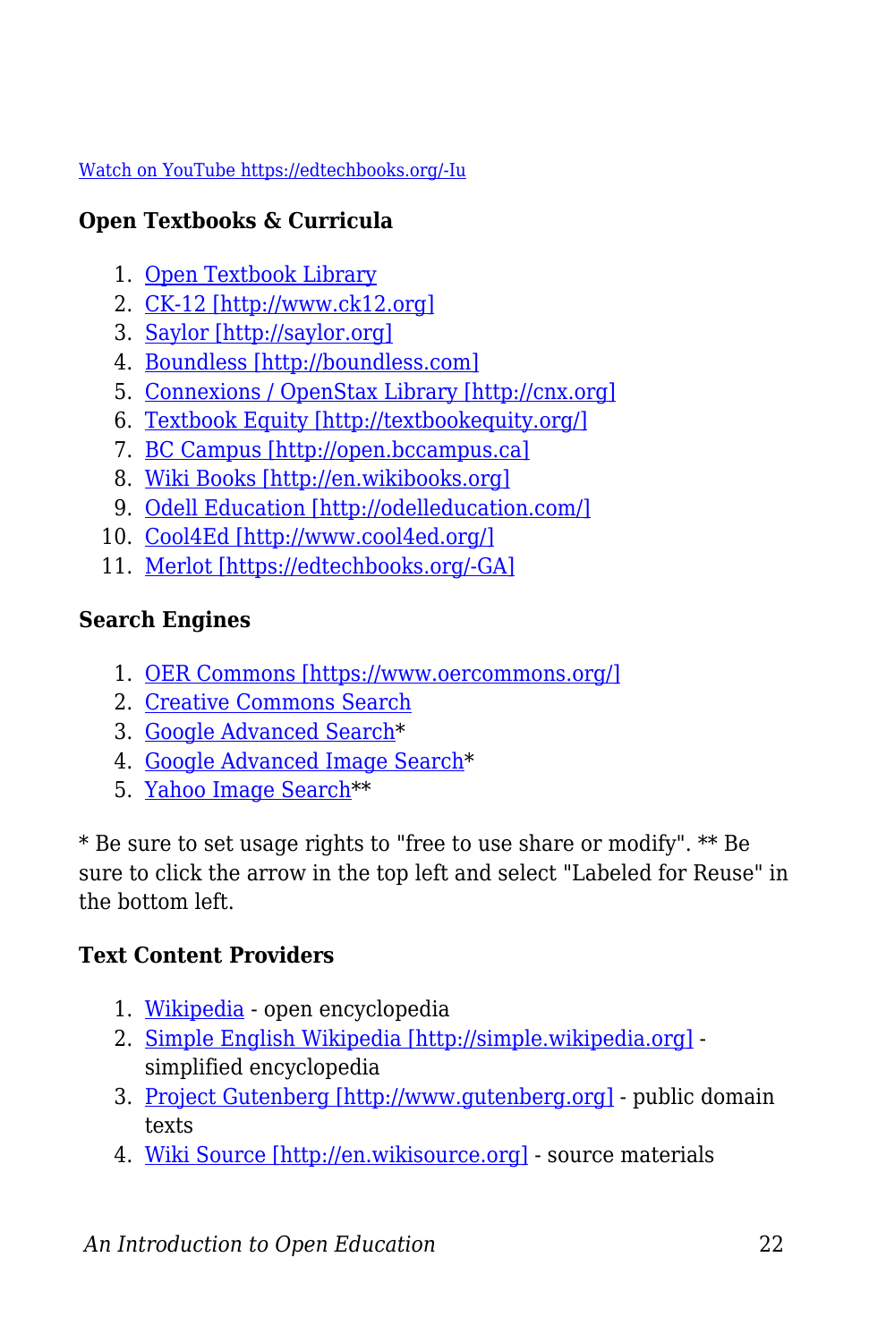Watch on YouTube https://edtechbooks.org/-Iu

**Open Textbooks & Curricula**

1. Open Textbook Library
2. CK-12 [http://www.ck12.org]
3. Saylor [http://saylor.org]
4. Boundless [http://boundless.com]
5. Connexions / OpenStax Library [http://cnx.org]
6. Textbook Equity [http://textbookequity.org/]
7. BC Campus [http://open.bccampus.ca]
8. Wiki Books [http://en.wikibooks.org]
9. Odell Education [http://odelleducation.com/]
10. Cool4Ed [http://www.cool4ed.org/]
11. Merlot [https://edtechbooks.org/-GA]

**Search Engines**

1. OER Commons [https://www.oercommons.org/]
2. Creative Commons Search
3. Google Advanced Search*
4. Google Advanced Image Search*
5. Yahoo Image Search**

* Be sure to set usage rights to "free to use share or modify". ** Be sure to click the arrow in the top left and select "Labeled for Reuse" in the bottom left.

**Text Content Providers**

1. Wikipedia - open encyclopedia
2. Simple English Wikipedia [http://simple.wikipedia.org] - simplified encyclopedia
3. Project Gutenberg [http://www.gutenberg.org] - public domain texts
4. Wiki Source [http://en.wikisource.org] - source materials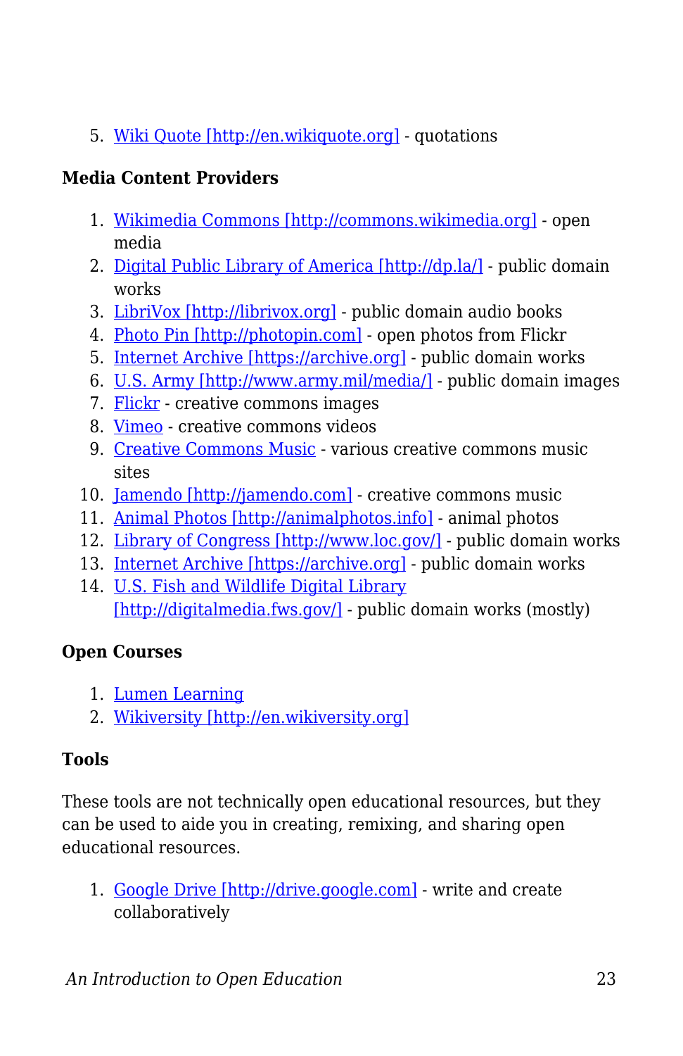5. Wiki Quote [http://en.wikiquote.org] - quotations

**Media Content Providers**

1. Wikimedia Commons [http://commons.wikimedia.org] - open media
2. Digital Public Library of America [http://dp.la/] - public domain works
3. LibriVox [http://librivox.org] - public domain audio books
4. Photo Pin [http://photopin.com] - open photos from Flickr
5. Internet Archive [https://archive.org] - public domain works
6. U.S. Army [http://www.army.mil/media/] - public domain images
7. Flickr - creative commons images
8. Vimeo - creative commons videos
9. Creative Commons Music - various creative commons music sites
10. Jamendo [http://jamendo.com] - creative commons music
11. Animal Photos [http://animalphotos.info] - animal photos
12. Library of Congress [http://www.loc.gov/] - public domain works
13. Internet Archive [https://archive.org] - public domain works
14. U.S. Fish and Wildlife Digital Library [http://digitalmedia.fws.gov/] - public domain works (mostly)

**Open Courses**

1. Lumen Learning
2. Wikiversity [http://en.wikiversity.org]

**Tools**

These tools are not technically open educational resources, but they can be used to aide you in creating, remixing, and sharing open educational resources.

1. Google Drive [http://drive.google.com] - write and create collaboratively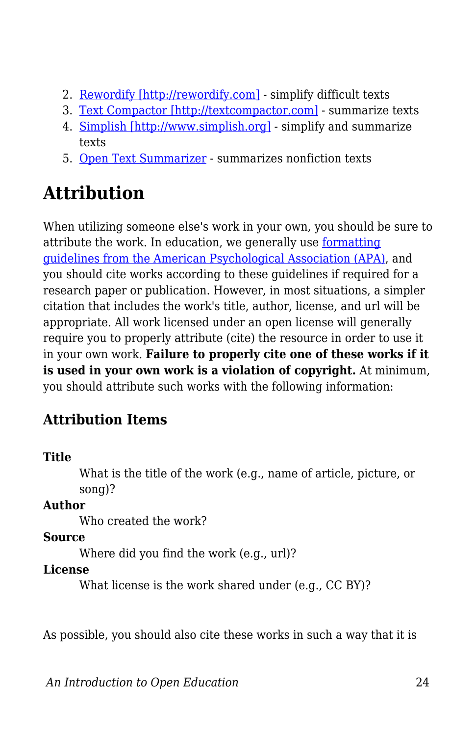2. [Rewordify [http://rewordify.com]](http://rewordify.com) - simplify difficult texts
3. [Text Compactor [http://textcompactor.com]](http://textcompactor.com) - summarize texts
4. [Simplish [http://www.simplish.org]](http://www.simplish.org) - simplify and summarize texts
5. Open Text Summarizer - summarizes nonfiction texts

# Attribution

When utilizing someone else's work in your own, you should be sure to attribute the work. In education, we generally use formatting guidelines from the American Psychological Association (APA), and you should cite works according to these guidelines if required for a research paper or publication. However, in most situations, a simpler citation that includes the work's title, author, license, and url will be appropriate. All work licensed under an open license will generally require you to properly attribute (cite) the resource in order to use it in your own work. **Failure to properly cite one of these works if it is used in your own work is a violation of copyright.** At minimum, you should attribute such works with the following information:

### Attribution Items

**Title**
: What is the title of the work (e.g., name of article, picture, or song)?

**Author**
: Who created the work?

**Source**
: Where did you find the work (e.g., url)?

**License**
: What license is the work shared under (e.g., CC BY)?

As possible, you should also cite these works in such a way that it is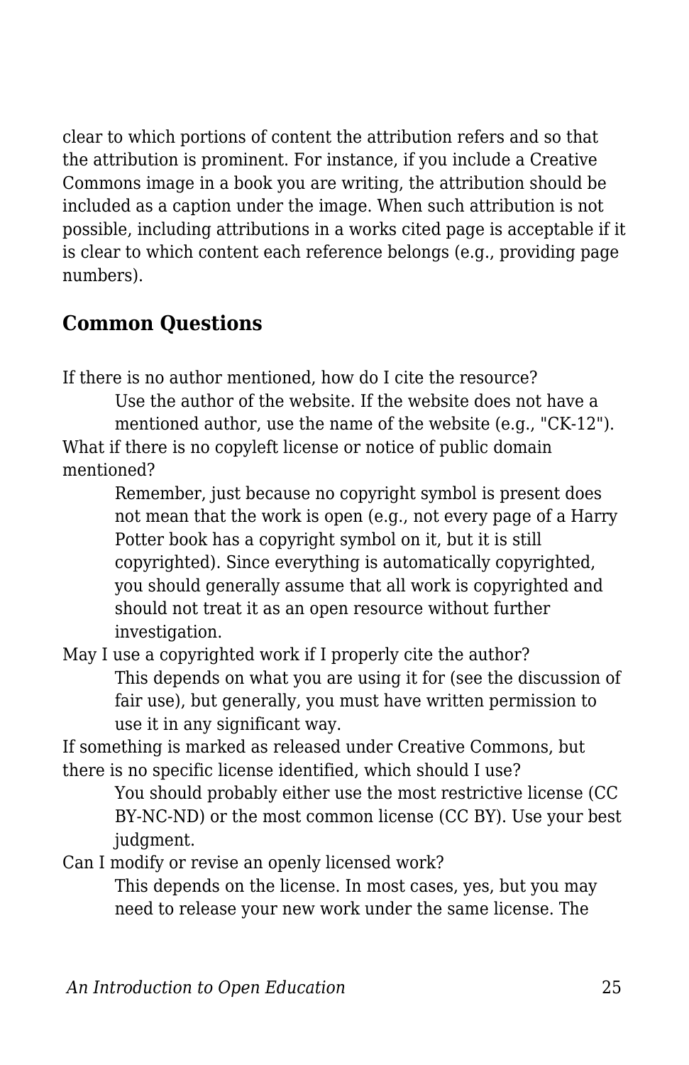clear to which portions of content the attribution refers and so that the attribution is prominent. For instance, if you include a Creative Commons image in a book you are writing, the attribution should be included as a caption under the image. When such attribution is not possible, including attributions in a works cited page is acceptable if it is clear to which content each reference belongs (e.g., providing page numbers).

## Common Questions

If there is no author mentioned, how do I cite the resource?

> Use the author of the website. If the website does not have a mentioned author, use the name of the website (e.g., "CK-12").

What if there is no copyleft license or notice of public domain mentioned?

> Remember, just because no copyright symbol is present does not mean that the work is open (e.g., not every page of a Harry Potter book has a copyright symbol on it, but it is still copyrighted). Since everything is automatically copyrighted, you should generally assume that all work is copyrighted and should not treat it as an open resource without further investigation.

May I use a copyrighted work if I properly cite the author?

> This depends on what you are using it for (see the discussion of fair use), but generally, you must have written permission to use it in any significant way.

If something is marked as released under Creative Commons, but there is no specific license identified, which should I use?

> You should probably either use the most restrictive license (CC BY-NC-ND) or the most common license (CC BY). Use your best judgment.

Can I modify or revise an openly licensed work?

> This depends on the license. In most cases, yes, but you may need to release your new work under the same license. The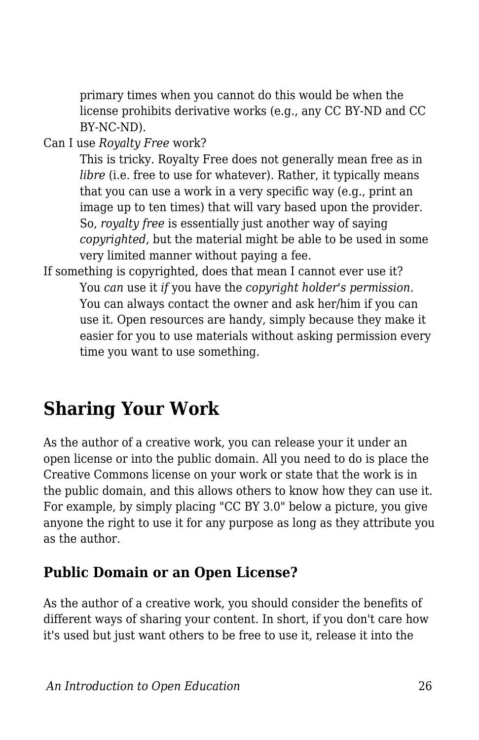primary times when you cannot do this would be when the license prohibits derivative works (e.g., any CC BY-ND and CC BY-NC-ND).

Can I use *Royalty Free* work?
: This is tricky. Royalty Free does not generally mean free as in *libre* (i.e. free to use for whatever). Rather, it typically means that you can use a work in a very specific way (e.g., print an image up to ten times) that will vary based upon the provider. So, *royalty free* is essentially just another way of saying *copyrighted*, but the material might be able to be used in some very limited manner without paying a fee.

If something is copyrighted, does that mean I cannot ever use it?
: You *can* use it *if* you have the *copyright holder's permission*. You can always contact the owner and ask her/him if you can use it. Open resources are handy, simply because they make it easier for you to use materials without asking permission every time you want to use something.

## Sharing Your Work

As the author of a creative work, you can release your it under an open license or into the public domain. All you need to do is place the Creative Commons license on your work or state that the work is in the public domain, and this allows others to know how they can use it. For example, by simply placing "CC BY 3.0" below a picture, you give anyone the right to use it for any purpose as long as they attribute you as the author.

### Public Domain or an Open License?

As the author of a creative work, you should consider the benefits of different ways of sharing your content. In short, if you don't care how it's used but just want others to be free to use it, release it into the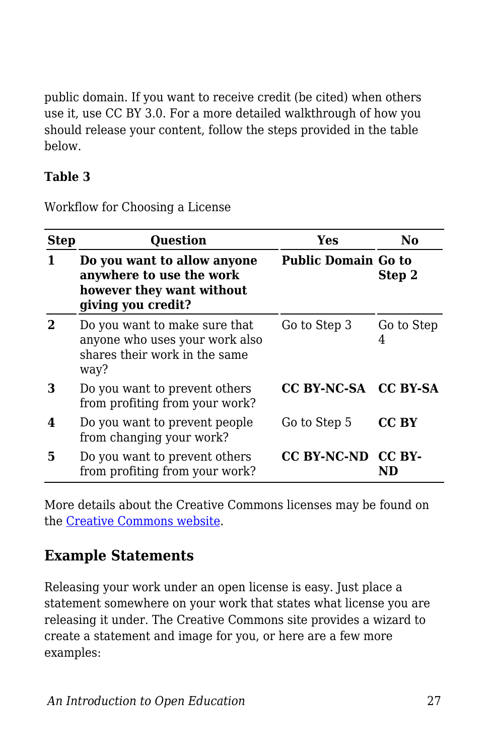public domain. If you want to receive credit (be cited) when others use it, use CC BY 3.0. For a more detailed walkthrough of how you should release your content, follow the steps provided in the table below.

**Table 3**

Workflow for Choosing a License

| Step | Question | Yes | No |
|---|---|---|---|
| **1** | **Do you want to allow anyone anywhere to use the work however they want without giving you credit?** | **Public Domain** | **Go to Step 2** |
| **2** | Do you want to make sure that anyone who uses your work also shares their work in the same way? | Go to Step 3 | Go to Step 4 |
| **3** | Do you want to prevent others from profiting from your work? | **CC BY-NC-SA** | **CC BY-SA** |
| **4** | Do you want to prevent people from changing your work? | Go to Step 5 | **CC BY** |
| **5** | Do you want to prevent others from profiting from your work? | **CC BY-NC-ND** | **CC BY-ND** |

More details about the Creative Commons licenses may be found on the Creative Commons website.

### Example Statements

Releasing your work under an open license is easy. Just place a statement somewhere on your work that states what license you are releasing it under. The Creative Commons site provides a wizard to create a statement and image for you, or here are a few more examples: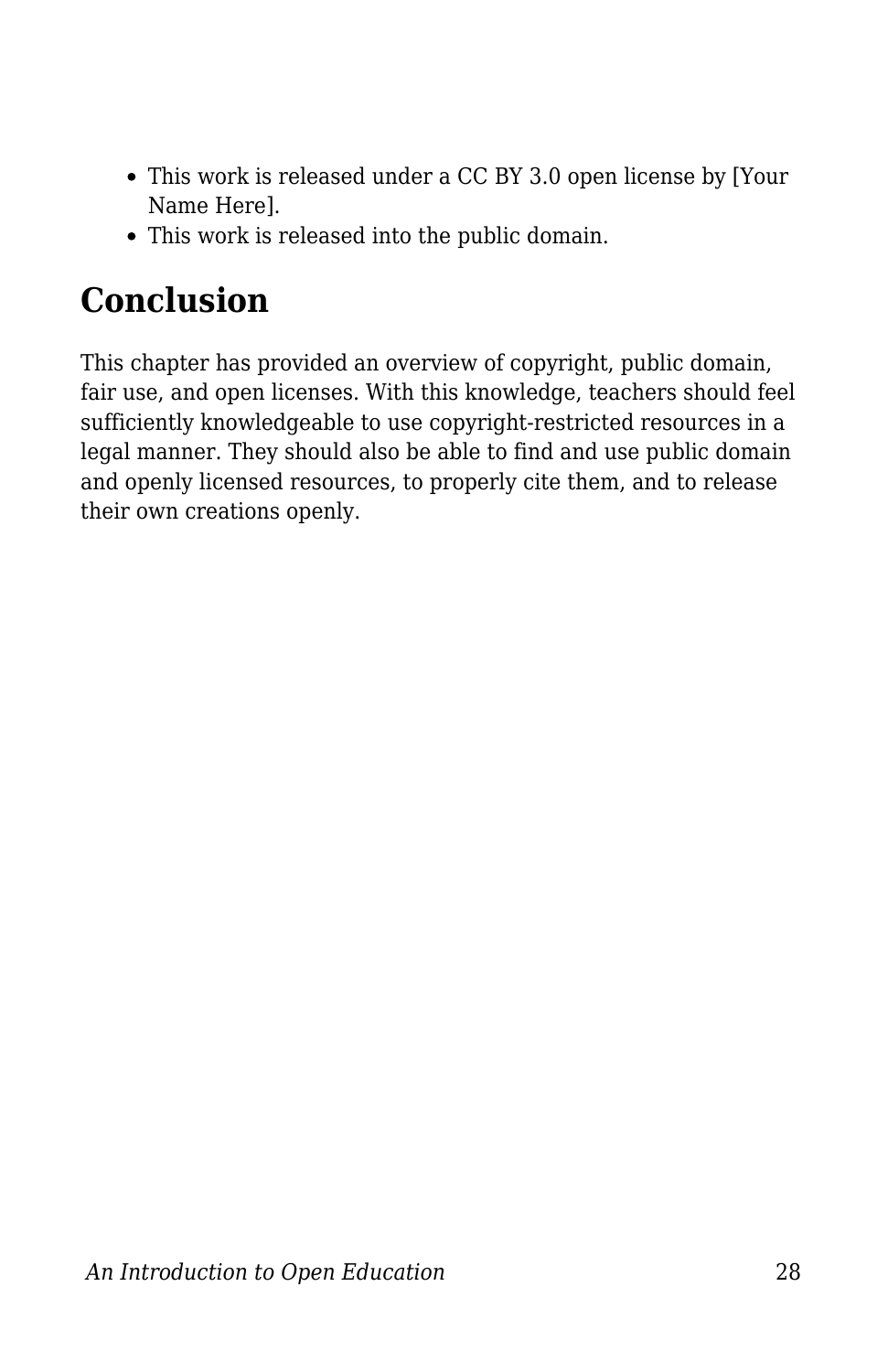- This work is released under a CC BY 3.0 open license by [Your Name Here].
- This work is released into the public domain.

## Conclusion

This chapter has provided an overview of copyright, public domain, fair use, and open licenses. With this knowledge, teachers should feel sufficiently knowledgeable to use copyright-restricted resources in a legal manner. They should also be able to find and use public domain and openly licensed resources, to properly cite them, and to release their own creations openly.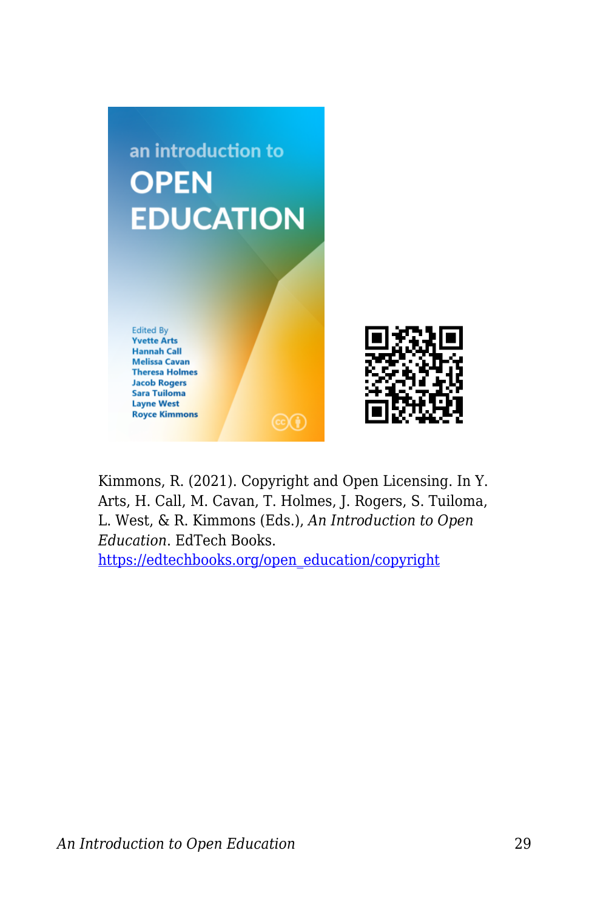Kimmons, R. (2021). Copyright and Open Licensing. In Y. Arts, H. Call, M. Cavan, T. Holmes, J. Rogers, S. Tuiloma, L. West, & R. Kimmons (Eds.), *An Introduction to Open Education*. EdTech Books. [https://edtechbooks.org/open_education/copyright](https://edtechbooks.org/open_education/copyright)